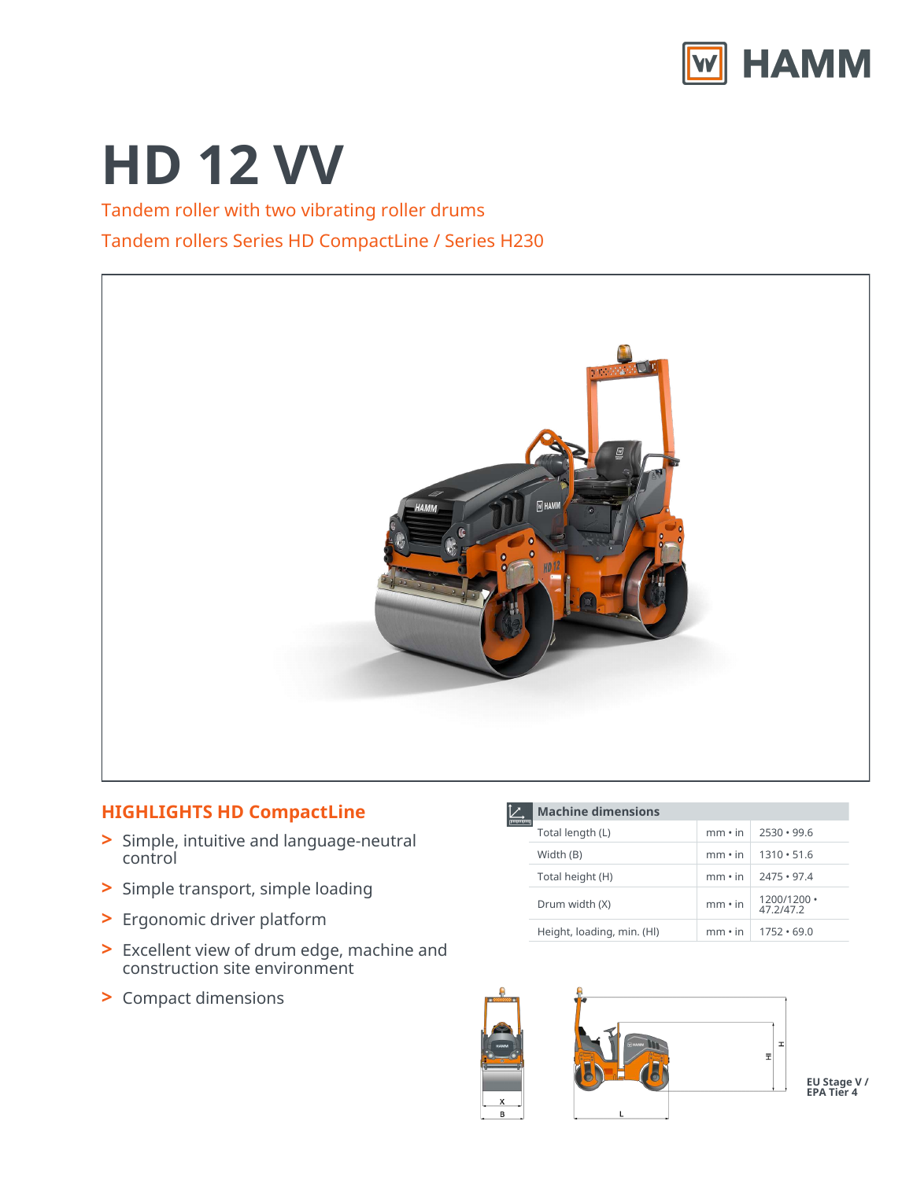# HD 12 VV

Tandem roller with two vibrating roller drums

Tandem rollers Series HD CompactLine / Series H230

## HIGHLIGHTS HD CompactLine

- Simple, intuitive and language-neutral control
- Simple transport, simple loading
- Ergonomic driver platform
- Excellent view of drum edge, machine and construction site environment
- Compact dimensions

| Machine dimensions | | |
|---|---|---|
| Total length (L) | mm • in | 2530 • 99.6 |
| Width (B) | mm • in | 1310 • 51.6 |
| Total height (H) | mm • in | 2475 • 97.4 |
| Drum width (X) | mm • in | 1200/1200 • 47.2/47.2 |
| Height, loading, min. (Hl) | mm • in | 1752 • 69.0 |

EU Stage V / EPA Tier 4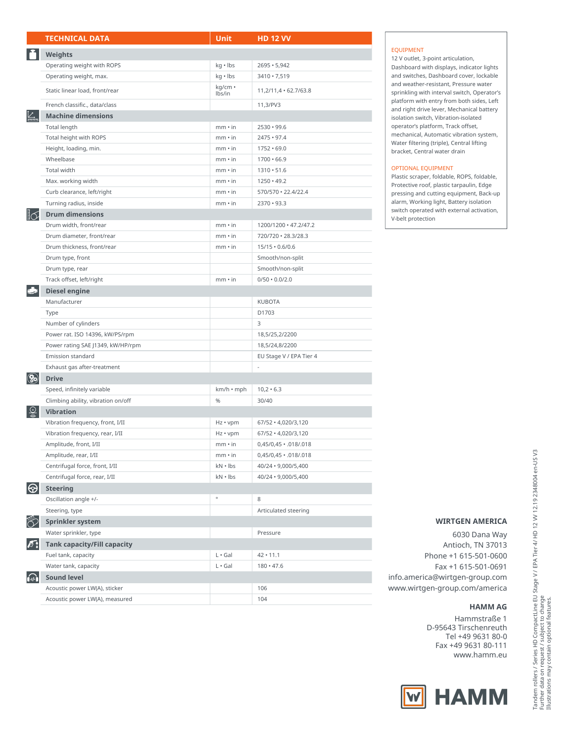| TECHNICAL DATA | Unit | HD 12 VV |
|---|---|---|
| **Weights** | | |
| Operating weight with ROPS | kg • lbs | 2695 • 5,942 |
| Operating weight, max. | kg • lbs | 3410 • 7,519 |
| Static linear load, front/rear | kg/cm • lbs/in | 11,2/11,4 • 62.7/63.8 |
| French classific., data/class | | 11,3/PV3 |
| **Machine dimensions** | | |
| Total length | mm • in | 2530 • 99.6 |
| Total height with ROPS | mm • in | 2475 • 97.4 |
| Height, loading, min. | mm • in | 1752 • 69.0 |
| Wheelbase | mm • in | 1700 • 66.9 |
| Total width | mm • in | 1310 • 51.6 |
| Max. working width | mm • in | 1250 • 49.2 |
| Curb clearance, left/right | mm • in | 570/570 • 22.4/22.4 |
| Turning radius, inside | mm • in | 2370 • 93.3 |
| **Drum dimensions** | | |
| Drum width, front/rear | mm • in | 1200/1200 • 47.2/47.2 |
| Drum diameter, front/rear | mm • in | 720/720 • 28.3/28.3 |
| Drum thickness, front/rear | mm • in | 15/15 • 0.6/0.6 |
| Drum type, front | | Smooth/non-split |
| Drum type, rear | | Smooth/non-split |
| Track offset, left/right | mm • in | 0/50 • 0.0/2.0 |
| **Diesel engine** | | |
| Manufacturer | | KUBOTA |
| Type | | D1703 |
| Number of cylinders | | 3 |
| Power rat. ISO 14396, kW/PS/rpm | | 18,5/25,2/2200 |
| Power rating SAE J1349, kW/HP/rpm | | 18,5/24,8/2200 |
| Emission standard | | EU Stage V / EPA Tier 4 |
| Exhaust gas after-treatment | | - |
| **Drive** | | |
| Speed, infinitely variable | km/h • mph | 10,2 • 6.3 |
| Climbing ability, vibration on/off | % | 30/40 |
| **Vibration** | | |
| Vibration frequency, front, I/II | Hz • vpm | 67/52 • 4,020/3,120 |
| Vibration frequency, rear, I/II | Hz • vpm | 67/52 • 4,020/3,120 |
| Amplitude, front, I/II | mm • in | 0,45/0,45 • .018/.018 |
| Amplitude, rear, I/II | mm • in | 0,45/0,45 • .018/.018 |
| Centrifugal force, front, I/II | kN • lbs | 40/24 • 9,000/5,400 |
| Centrifugal force, rear, I/II | kN • lbs | 40/24 • 9,000/5,400 |
| **Steering** | | |
| Oscillation angle +/- | ° | 8 |
| Steering, type | | Articulated steering |
| **Sprinkler system** | | |
| Water sprinkler, type | | Pressure |
| **Tank capacity/Fill capacity** | | |
| Fuel tank, capacity | L • Gal | 42 • 11.1 |
| Water tank, capacity | L • Gal | 180 • 47.6 |
| **Sound level** | | |
| Acoustic power LW(A), sticker | | 106 |
| Acoustic power LW(A), measured | | 104 |

EQUIPMENT

12 V outlet, 3-point articulation, Dashboard with displays, indicator lights and switches, Dashboard cover, lockable and weather-resistant, Pressure water sprinkling with interval switch, Operator's platform with entry from both sides, Left and right drive lever, Mechanical battery isolation switch, Vibration-isolated operator's platform, Track offset, mechanical, Automatic vibration system, Water filtering (triple), Central lifting bracket, Central water drain

OPTIONAL EQUIPMENT

Plastic scraper, foldable, ROPS, foldable, Protective roof, plastic tarpaulin, Edge pressing and cutting equipment, Back-up alarm, Working light, Battery isolation switch operated with external activation, V-belt protection

**WIRTGEN AMERICA**

6030 Dana Way
Antioch, TN 37013
Phone +1 615-501-0600
Fax +1 615-501-0691
info.america@wirtgen-group.com
www.wirtgen-group.com/america

**HAMM AG**

Hammstraße 1
D-95643 Tirschenreuth
Tel +49 9631 80-0
Fax +49 9631 80-111
www.hamm.eu

HAMM

Tandem rollers / Series HD CompactLine EU Stage V/ EPA Tier 4/ HD 12 VV 12.19 2348004 en-US V3
Further data on request / subject to change
Illustrations may contain optional features.